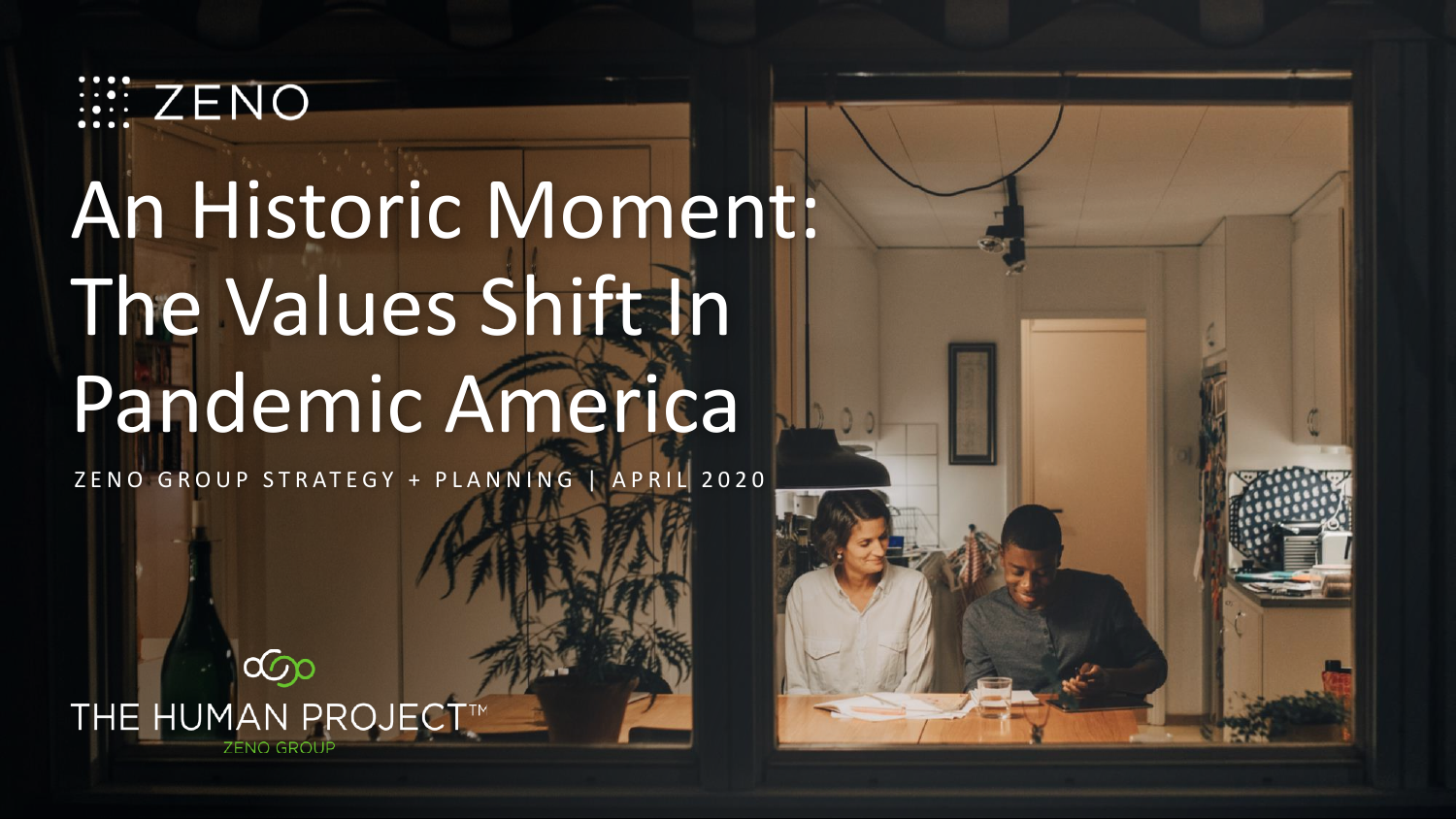ZENO

# An Historic Moment: The Values Shift In Pandemic America

ZENO GROUP STRATEGY + PLANNING | APRIL 2020

THE HUMAN PROJECT™

ZENO GROUP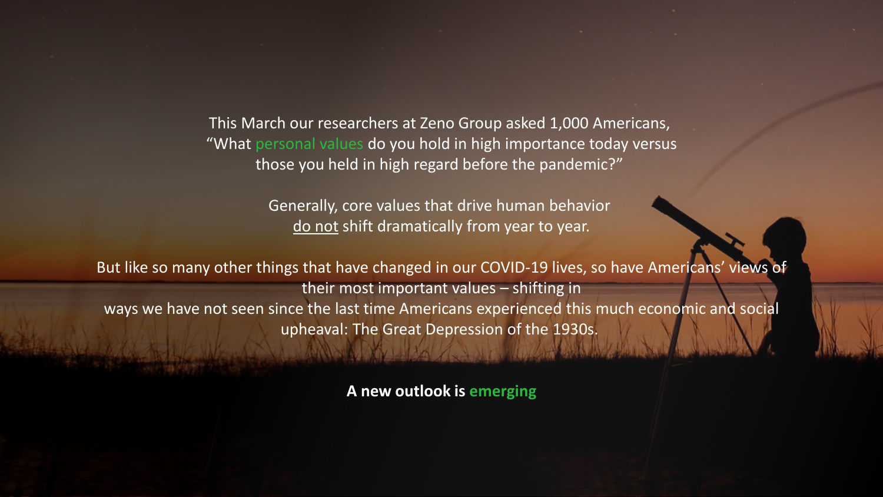This March our researchers at Zeno Group asked 1,000 Americans, "What personal values do you hold in high importance today versus those you held in high regard before the pandemic?"

Generally, core values that drive human behavior do not shift dramatically from year to year.

But like so many other things that have changed in our COVID-19 lives, so have Americans' views of their most important values – shifting in ways we have not seen since the last time Americans experienced this much economic and social upheaval: The Great Depression of the 1930s.

**A new outlook is emerging**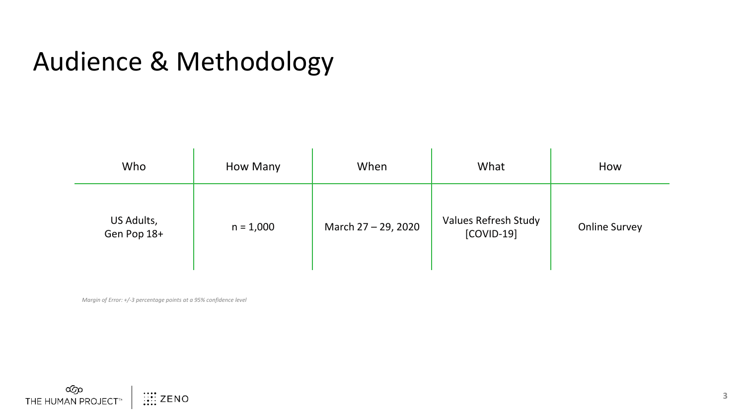# Audience & Methodology

| Who | How Many | When | What | How |
| --- | --- | --- | --- | --- |
| US Adults, Gen Pop 18+ | n = 1,000 | March 27 – 29, 2020 | Values Refresh Study [COVID-19] | Online Survey |

*Margin of Error: +/-3 percentage points at a 95% confidence level*

THE HUMAN PROJECT™ | ZENO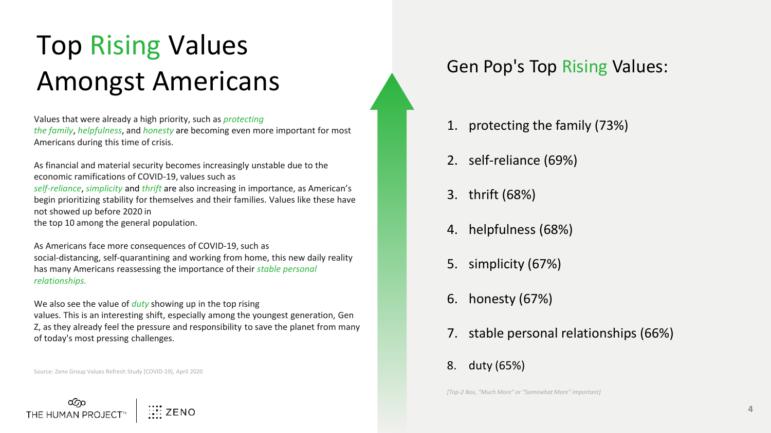# Top Rising Values Amongst Americans

Values that were already a high priority, such as *protecting the family*, *helpfulness*, and *honesty* are becoming even more important for most Americans during this time of crisis.

As financial and material security becomes increasingly unstable due to the economic ramifications of COVID-19, values such as *self-reliance*, *simplicity* and *thrift* are also increasing in importance, as American's begin prioritizing stability for themselves and their families. Values like these have not showed up before 2020 in the top 10 among the general population.

As Americans face more consequences of COVID-19, such as social-distancing, self-quarantining and working from home, this new daily reality has many Americans reassessing the importance of their *stable personal relationships.*

We also see the value of *duty* showing up in the top rising values. This is an interesting shift, especially among the youngest generation, Gen Z, as they already feel the pressure and responsibility to save the planet from many of today's most pressing challenges.

Source: Zeno Group Values Refresh Study [COVID-19], April 2020

## Gen Pop's Top Rising Values:

1. protecting the family (73%)
2. self-reliance (69%)
3. thrift (68%)
4. helpfulness (68%)
5. simplicity (67%)
6. honesty (67%)
7. stable personal relationships (66%)
8. duty (65%)

*[Top-2 Box, "Much More" or "Somewhat More" important]*

THE HUMAN PROJECT™ | ZENO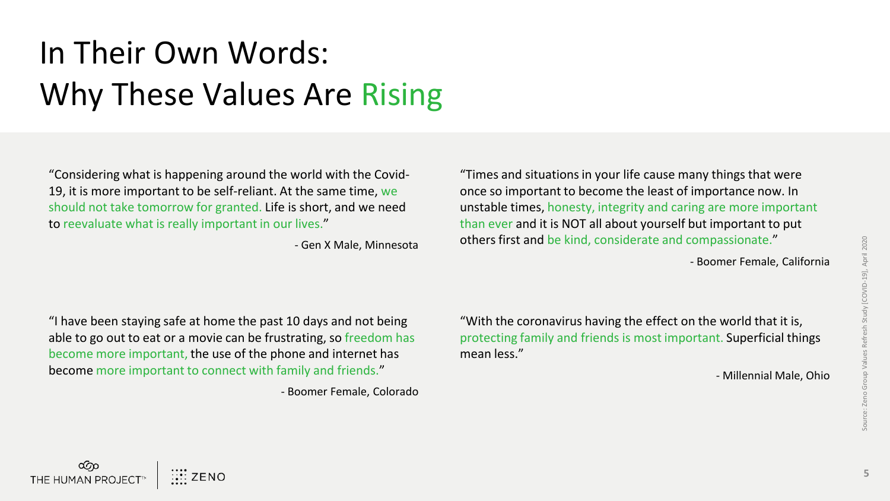# In Their Own Words: Why These Values Are Rising

"Considering what is happening around the world with the Covid-19, it is more important to be self-reliant. At the same time, we should not take tomorrow for granted. Life is short, and we need to reevaluate what is really important in our lives."

- Gen X Male, Minnesota

"Times and situations in your life cause many things that were once so important to become the least of importance now. In unstable times, honesty, integrity and caring are more important than ever and it is NOT all about yourself but important to put others first and be kind, considerate and compassionate."

- Boomer Female, California

"I have been staying safe at home the past 10 days and not being able to go out to eat or a movie can be frustrating, so freedom has become more important, the use of the phone and internet has become more important to connect with family and friends."

- Boomer Female, Colorado

"With the coronavirus having the effect on the world that it is, protecting family and friends is most important. Superficial things mean less."

- Millennial Male, Ohio

Source: Zeno Group Values Refresh Study [COVID-19], April 2020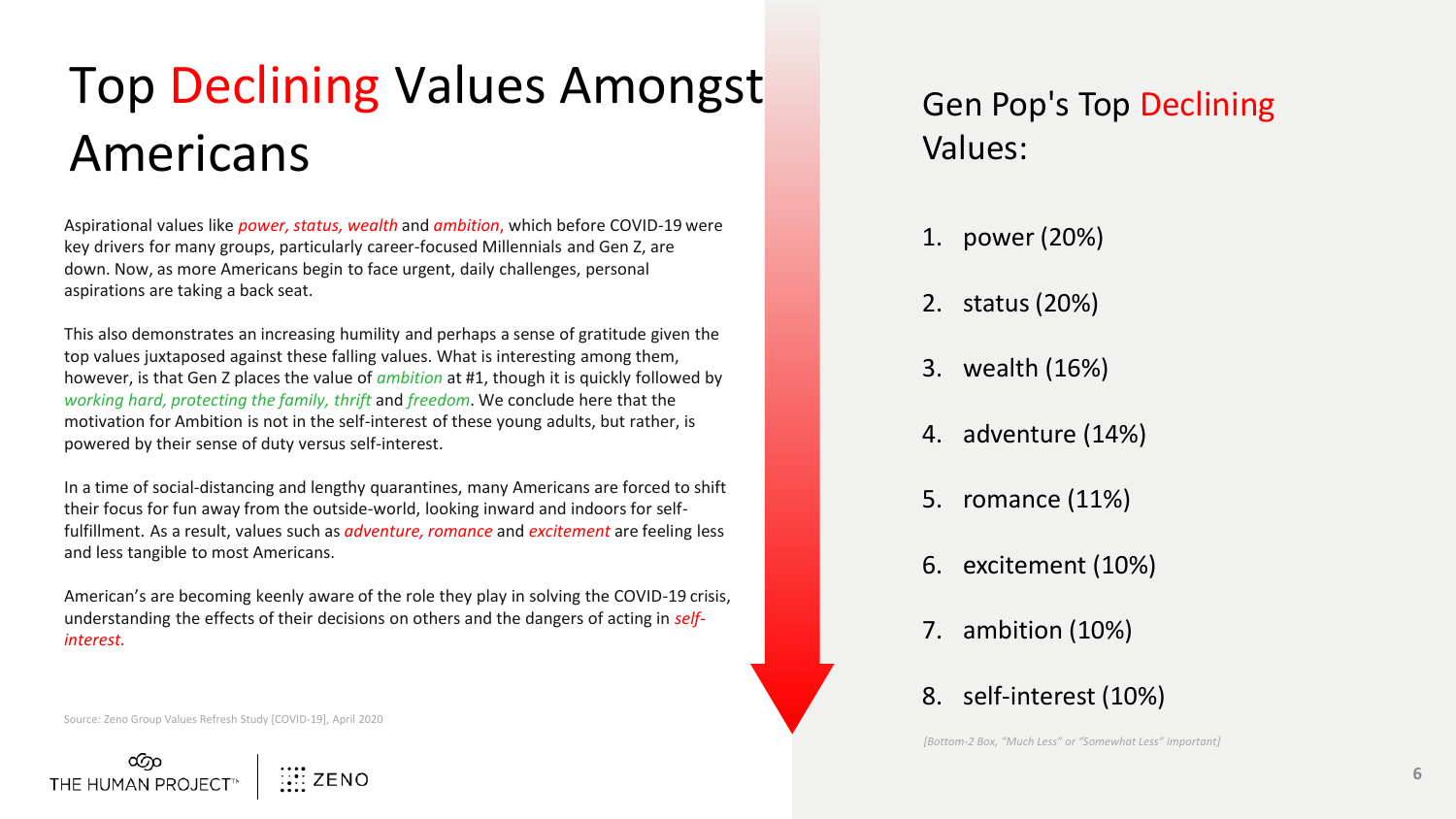# Top Declining Values Amongst Americans

Aspirational values like *power, status, wealth* and *ambition*, which before COVID-19 were key drivers for many groups, particularly career-focused Millennials and Gen Z, are down. Now, as more Americans begin to face urgent, daily challenges, personal aspirations are taking a back seat.

This also demonstrates an increasing humility and perhaps a sense of gratitude given the top values juxtaposed against these falling values. What is interesting among them, however, is that Gen Z places the value of *ambition* at #1, though it is quickly followed by *working hard, protecting the family, thrift* and *freedom*. We conclude here that the motivation for Ambition is not in the self-interest of these young adults, but rather, is powered by their sense of duty versus self-interest.

In a time of social-distancing and lengthy quarantines, many Americans are forced to shift their focus for fun away from the outside-world, looking inward and indoors for self-fulfillment. As a result, values such as *adventure, romance* and *excitement* are feeling less and less tangible to most Americans.

American's are becoming keenly aware of the role they play in solving the COVID-19 crisis, understanding the effects of their decisions on others and the dangers of acting in *self-interest.*

Source: Zeno Group Values Refresh Study [COVID-19], April 2020

## Gen Pop's Top Declining Values:

1. power (20%)
2. status (20%)
3. wealth (16%)
4. adventure (14%)
5. romance (11%)
6. excitement (10%)
7. ambition (10%)
8. self-interest (10%)

*[Bottom-2 Box, "Much Less" or "Somewhat Less" important]*

THE HUMAN PROJECT™ | ZENO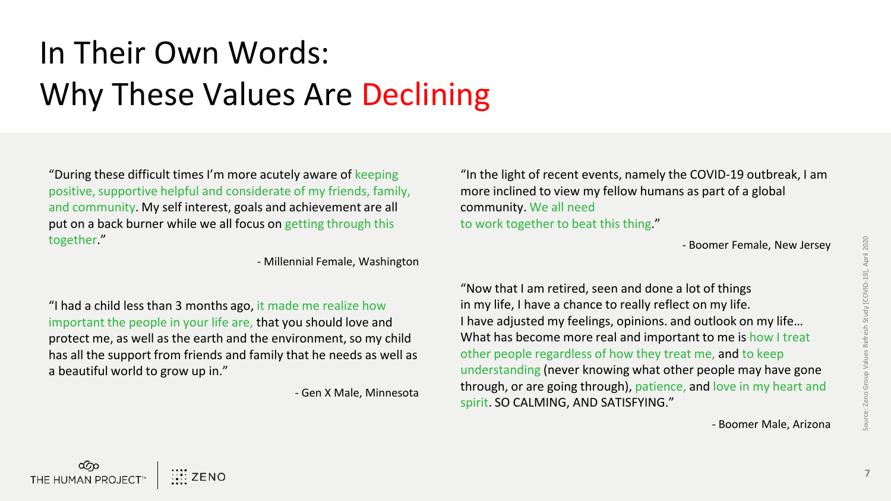# In Their Own Words: Why These Values Are Declining

"During these difficult times I'm more acutely aware of keeping positive, supportive helpful and considerate of my friends, family, and community. My self interest, goals and achievement are all put on a back burner while we all focus on getting through this together."

- Millennial Female, Washington

"I had a child less than 3 months ago, it made me realize how important the people in your life are, that you should love and protect me, as well as the earth and the environment, so my child has all the support from friends and family that he needs as well as a beautiful world to grow up in."

- Gen X Male, Minnesota

"In the light of recent events, namely the COVID-19 outbreak, I am more inclined to view my fellow humans as part of a global community. We all need to work together to beat this thing."

- Boomer Female, New Jersey

"Now that I am retired, seen and done a lot of things in my life, I have a chance to really reflect on my life. I have adjusted my feelings, opinions. and outlook on my life… What has become more real and important to me is how I treat other people regardless of how they treat me, and to keep understanding (never knowing what other people may have gone through, or are going through), patience, and love in my heart and spirit. SO CALMING, AND SATISFYING."

- Boomer Male, Arizona

Source: Zeno Group Values Refresh Study [COVID-19], April 2020

THE HUMAN PROJECT™ | ZENO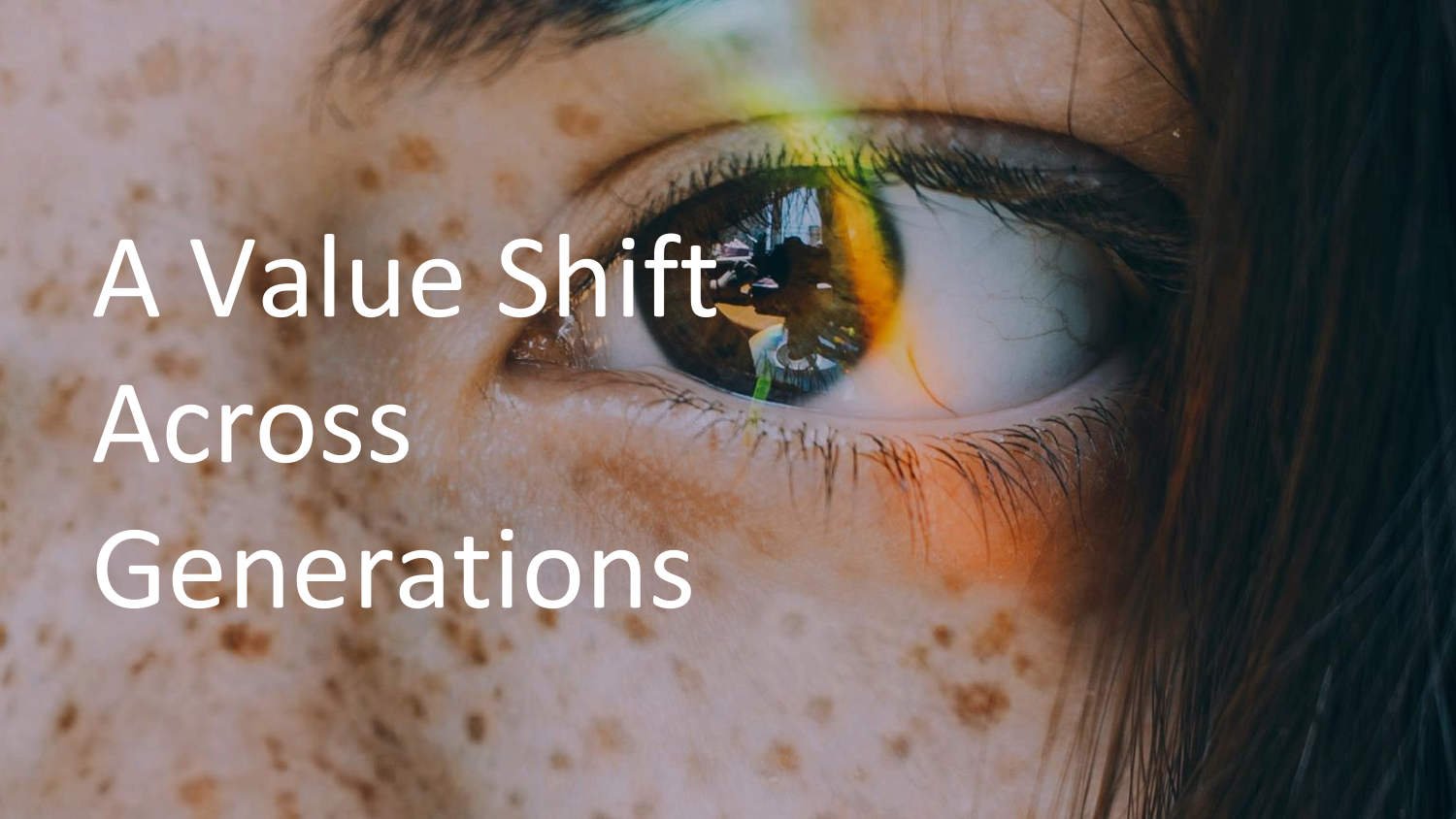# A Value Shift Across Generations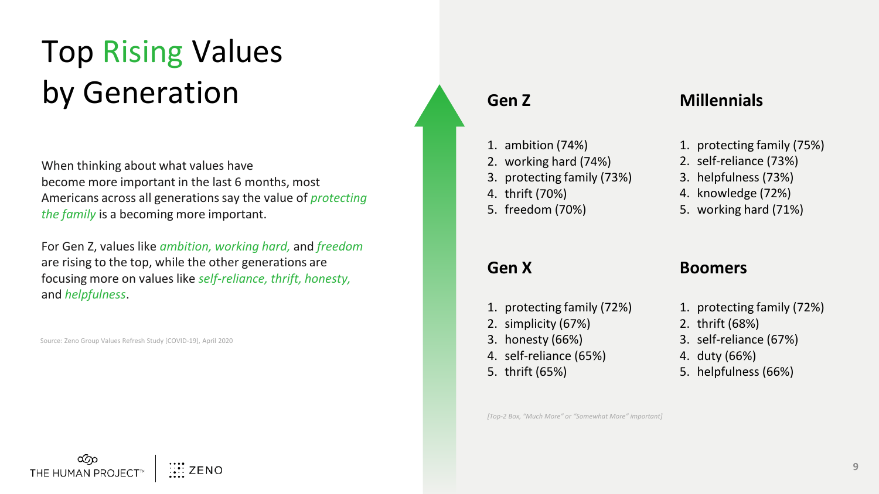# Top Rising Values by Generation

When thinking about what values have become more important in the last 6 months, most Americans across all generations say the value of *protecting the family* is a becoming more important.

For Gen Z, values like *ambition, working hard,* and *freedom* are rising to the top, while the other generations are focusing more on values like *self-reliance, thrift, honesty,* and *helpfulness*.

Source: Zeno Group Values Refresh Study [COVID-19], April 2020

## Gen Z

1. ambition (74%)
2. working hard (74%)
3. protecting family (73%)
4. thrift (70%)
5. freedom (70%)

## Millennials

1. protecting family (75%)
2. self-reliance (73%)
3. helpfulness (73%)
4. knowledge (72%)
5. working hard (71%)

## Gen X

1. protecting family (72%)
2. simplicity (67%)
3. honesty (66%)
4. self-reliance (65%)
5. thrift (65%)

## Boomers

1. protecting family (72%)
2. thrift (68%)
3. self-reliance (67%)
4. duty (66%)
5. helpfulness (66%)

*[Top-2 Box, "Much More" or "Somewhat More" important]*

THE HUMAN PROJECT™ | ZENO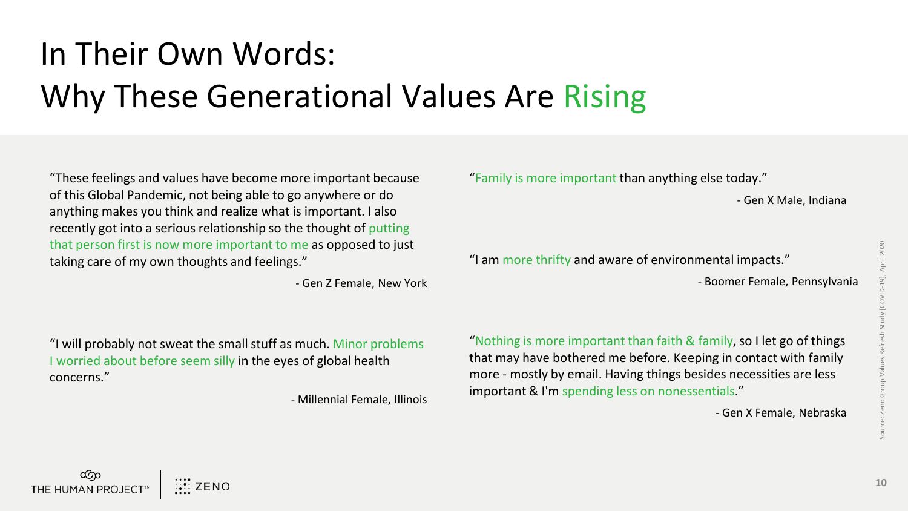# In Their Own Words: Why These Generational Values Are Rising

"These feelings and values have become more important because of this Global Pandemic, not being able to go anywhere or do anything makes you think and realize what is important. I also recently got into a serious relationship so the thought of putting that person first is now more important to me as opposed to just taking care of my own thoughts and feelings."

- Gen Z Female, New York

"I will probably not sweat the small stuff as much. Minor problems I worried about before seem silly in the eyes of global health concerns."

- Millennial Female, Illinois

"Family is more important than anything else today."

- Gen X Male, Indiana

"I am more thrifty and aware of environmental impacts."

- Boomer Female, Pennsylvania

"Nothing is more important than faith & family, so I let go of things that may have bothered me before. Keeping in contact with family more - mostly by email. Having things besides necessities are less important & I'm spending less on nonessentials."

- Gen X Female, Nebraska

Source: Zeno Group Values Refresh Study [COVID-19], April 2020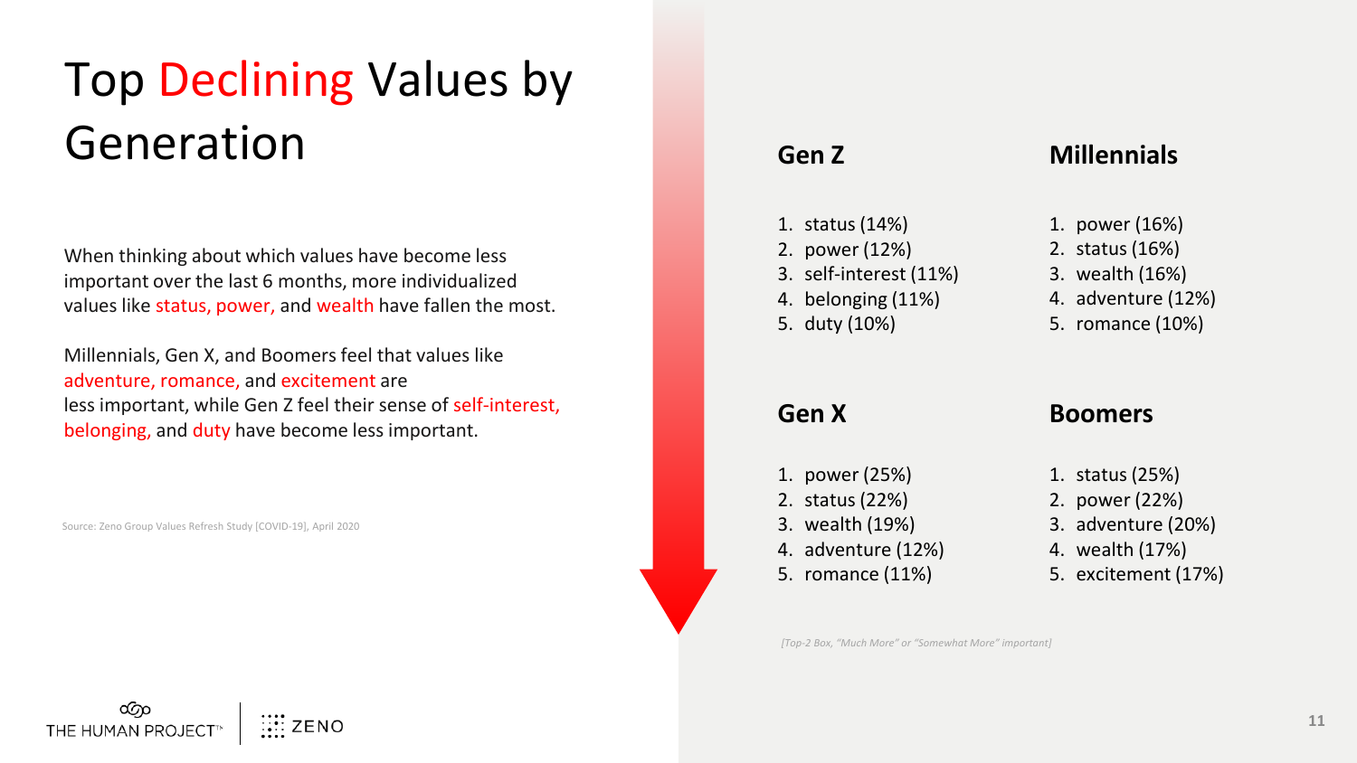# Top Declining Values by Generation

When thinking about which values have become less important over the last 6 months, more individualized values like status, power, and wealth have fallen the most.

Millennials, Gen X, and Boomers feel that values like adventure, romance, and excitement are less important, while Gen Z feel their sense of self-interest, belonging, and duty have become less important.

Source: Zeno Group Values Refresh Study [COVID-19], April 2020

### Gen Z

1. status (14%)
2. power (12%)
3. self-interest (11%)
4. belonging (11%)
5. duty (10%)

### Millennials

1. power (16%)
2. status (16%)
3. wealth (16%)
4. adventure (12%)
5. romance (10%)

### Gen X

1. power (25%)
2. status (22%)
3. wealth (19%)
4. adventure (12%)
5. romance (11%)

### Boomers

1. status (25%)
2. power (22%)
3. adventure (20%)
4. wealth (17%)
5. excitement (17%)

*[Top-2 Box, "Much More" or "Somewhat More" important]*

THE HUMAN PROJECT™ | ZENO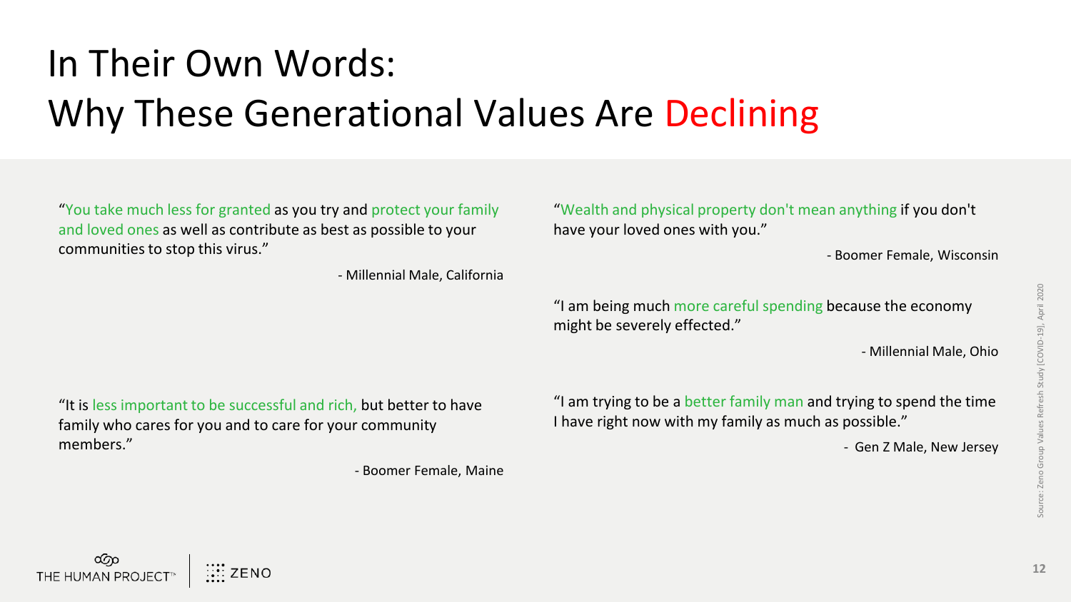# In Their Own Words: Why These Generational Values Are Declining

"You take much less for granted as you try and protect your family and loved ones as well as contribute as best as possible to your communities to stop this virus."

- Millennial Male, California

"It is less important to be successful and rich, but better to have family who cares for you and to care for your community members."

- Boomer Female, Maine

"Wealth and physical property don't mean anything if you don't have your loved ones with you."

- Boomer Female, Wisconsin

"I am being much more careful spending because the economy might be severely effected."

- Millennial Male, Ohio

"I am trying to be a better family man and trying to spend the time I have right now with my family as much as possible."

- Gen Z Male, New Jersey

Source: Zeno Group Values Refresh Study [COVID-19], April 2020

THE HUMAN PROJECT™ | ZENO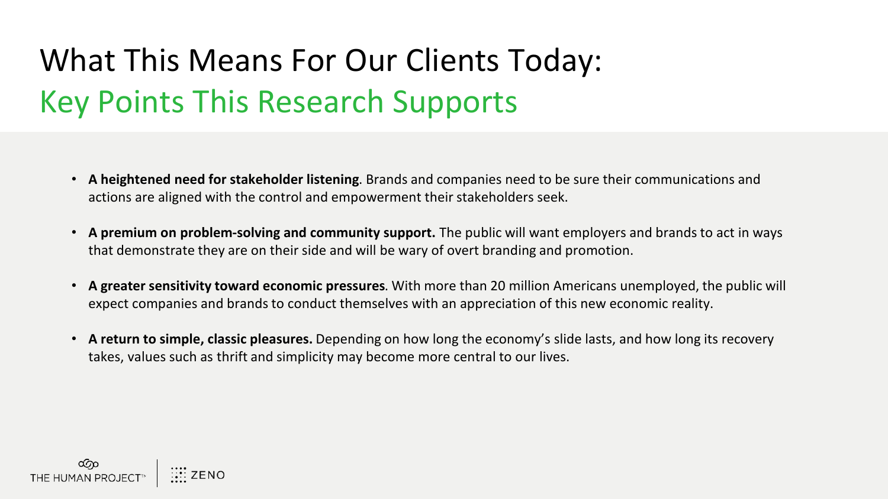# What This Means For Our Clients Today:

## Key Points This Research Supports

- **A heightened need for stakeholder listening**. Brands and companies need to be sure their communications and actions are aligned with the control and empowerment their stakeholders seek.
- **A premium on problem-solving and community support.** The public will want employers and brands to act in ways that demonstrate they are on their side and will be wary of overt branding and promotion.
- **A greater sensitivity toward economic pressures**. With more than 20 million Americans unemployed, the public will expect companies and brands to conduct themselves with an appreciation of this new economic reality.
- **A return to simple, classic pleasures.** Depending on how long the economy's slide lasts, and how long its recovery takes, values such as thrift and simplicity may become more central to our lives.

THE HUMAN PROJECT™ | ZENO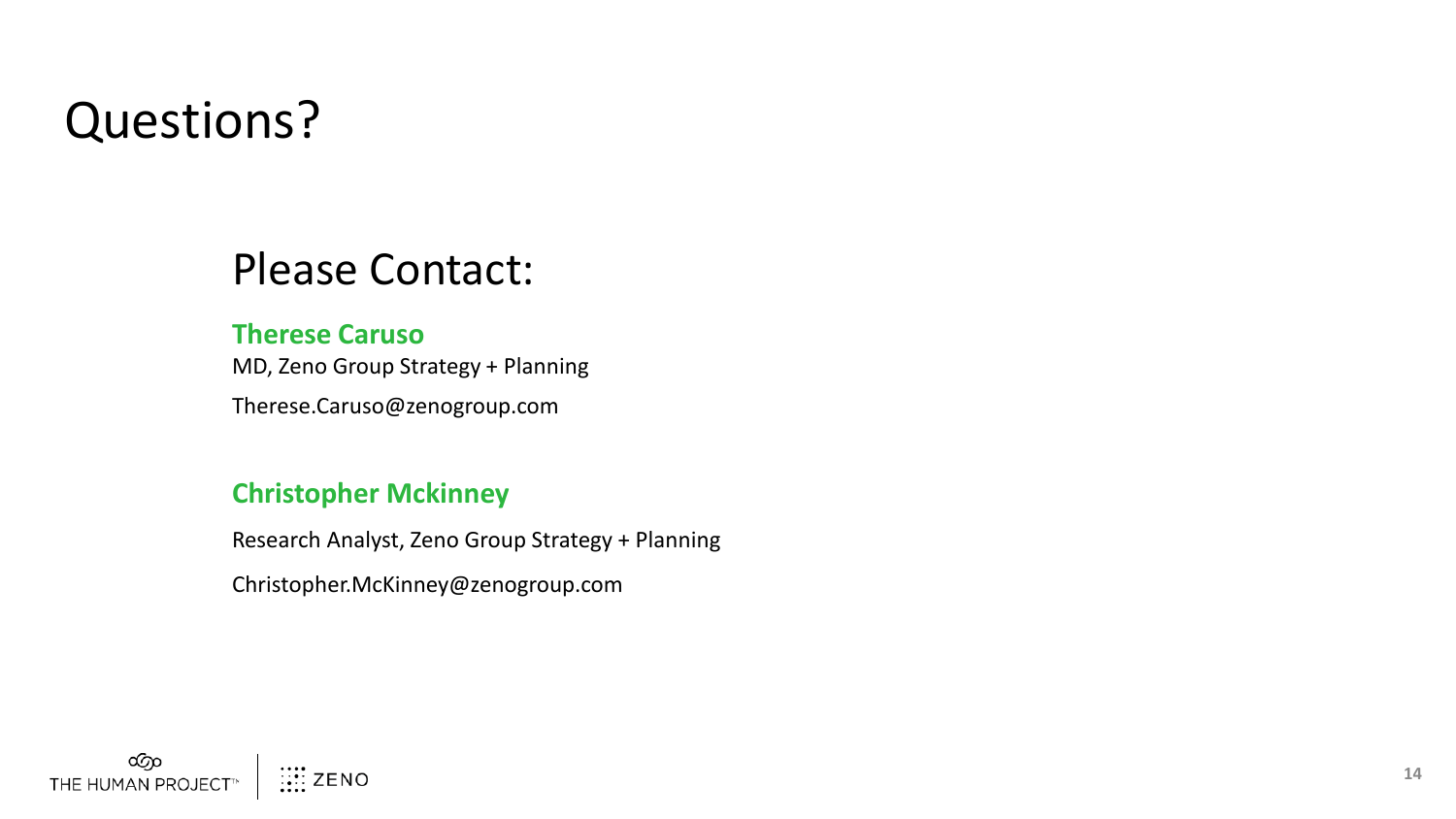# Questions?

## Please Contact:

**Therese Caruso**

MD, Zeno Group Strategy + Planning

Therese.Caruso@zenogroup.com

**Christopher Mckinney**

Research Analyst, Zeno Group Strategy + Planning

Christopher.McKinney@zenogroup.com

THE HUMAN PROJECT™ | ZENO